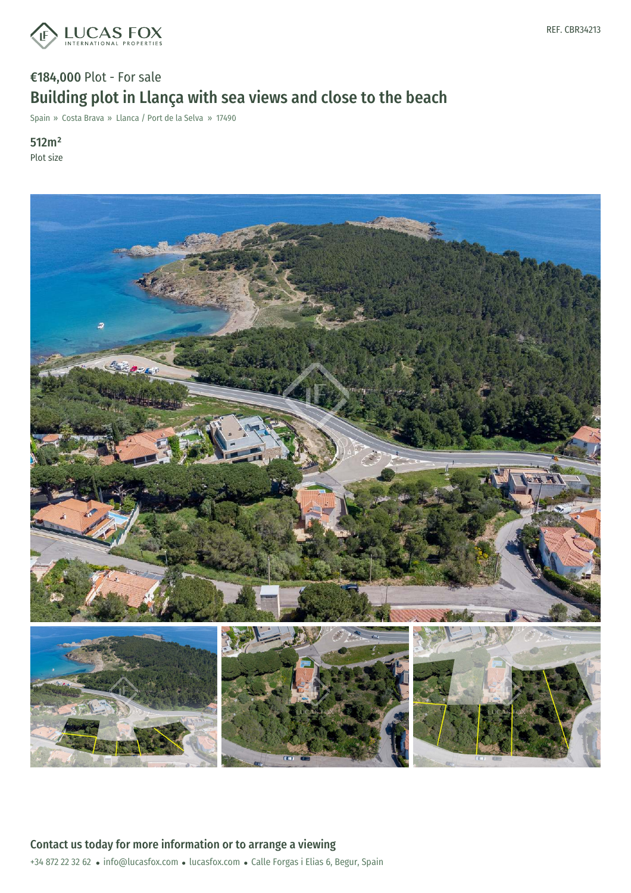REF. CBR34213

€184,000 Plot - For sale

# Building plot in Llança with sea views and close to the beach

Spain » Costa Brava » Llanca / Port de la Selva » 17490

**512m²**

Plot size

## Contact us today for more information or to arrange a viewing

+34 872 22 32 62 • info@lucasfox.com • lucasfox.com • Calle Forgas i Elias 6, Begur, Spain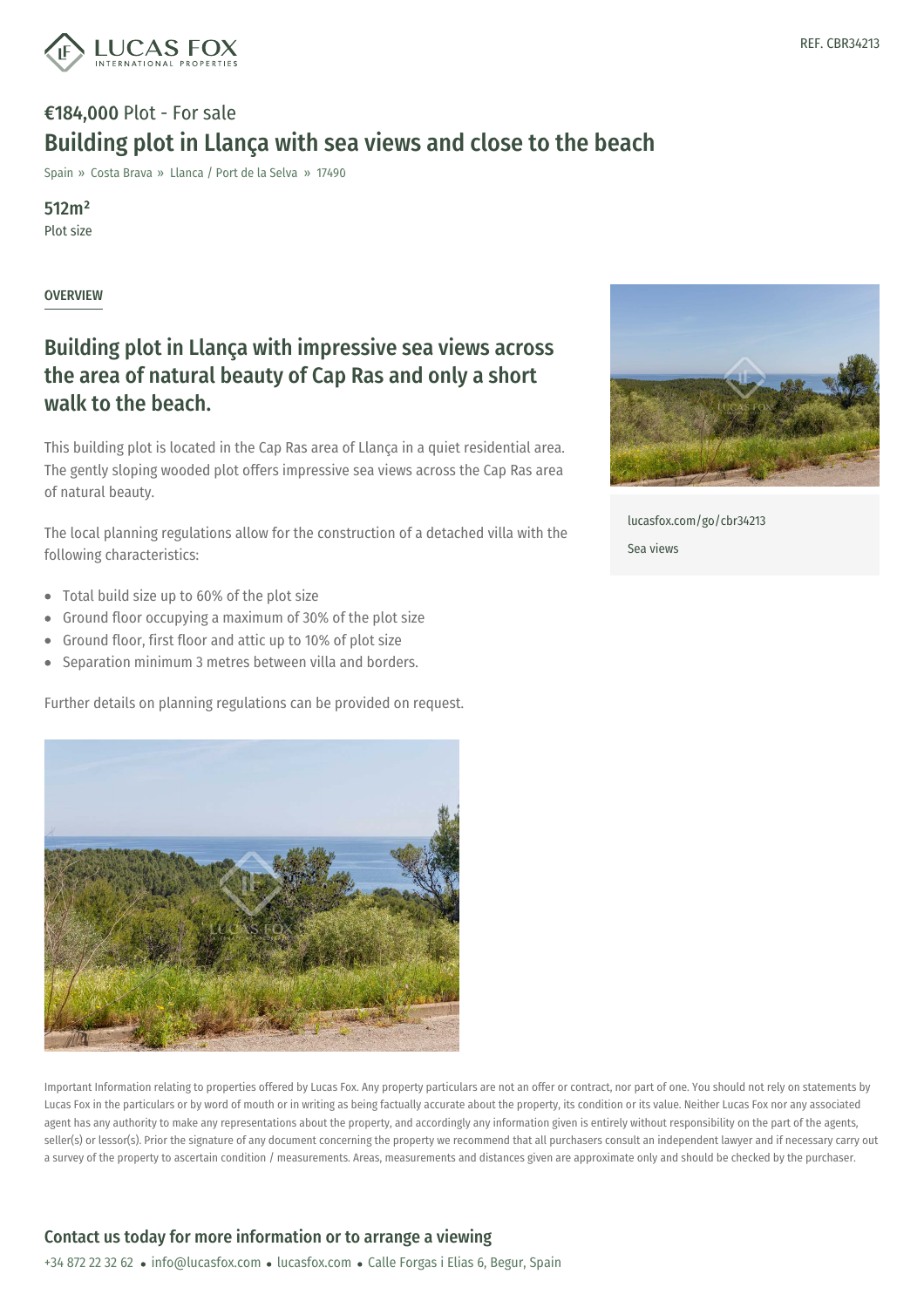REF. CBR34213

€184,000 Plot - For sale

# Building plot in Llança with sea views and close to the beach

Spain » Costa Brava » Llanca / Port de la Selva » 17490

**512m²**
Plot size

OVERVIEW

## Building plot in Llança with impressive sea views across the area of natural beauty of Cap Ras and only a short walk to the beach.

This building plot is located in the Cap Ras area of Llança in a quiet residential area. The gently sloping wooded plot offers impressive sea views across the Cap Ras area of natural beauty.

The local planning regulations allow for the construction of a detached villa with the following characteristics:

- Total build size up to 60% of the plot size
- Ground floor occupying a maximum of 30% of the plot size
- Ground floor, first floor and attic up to 10% of plot size
- Separation minimum 3 metres between villa and borders.

Further details on planning regulations can be provided on request.

lucasfox.com/go/cbr34213

Sea views

Important Information relating to properties offered by Lucas Fox. Any property particulars are not an offer or contract, nor part of one. You should not rely on statements by Lucas Fox in the particulars or by word of mouth or in writing as being factually accurate about the property, its condition or its value. Neither Lucas Fox nor any associated agent has any authority to make any representations about the property, and accordingly any information given is entirely without responsibility on the part of the agents, seller(s) or lessor(s). Prior the signature of any document concerning the property we recommend that all purchasers consult an independent lawyer and if necessary carry out a survey of the property to ascertain condition / measurements. Areas, measurements and distances given are approximate only and should be checked by the purchaser.

## Contact us today for more information or to arrange a viewing

+34 872 22 32 62 • info@lucasfox.com • lucasfox.com • Calle Forgas i Elias 6, Begur, Spain